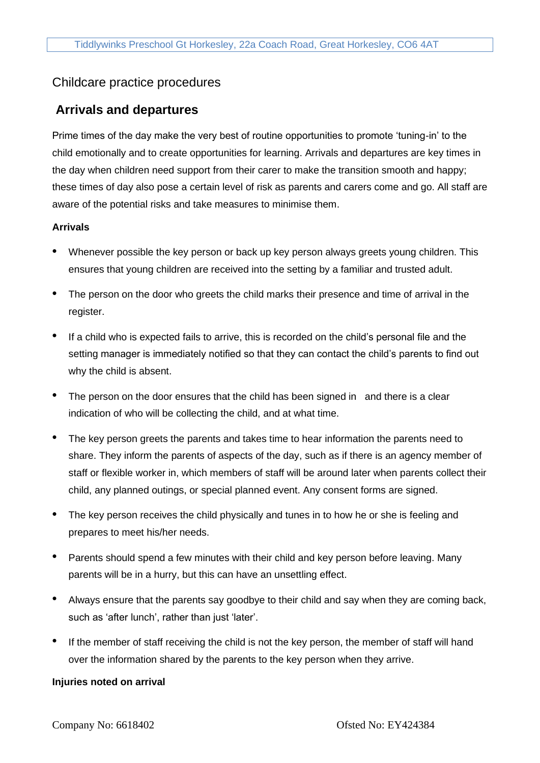Childcare practice procedures

## Arrivals and departures

Prime times of the day make the very best of routine opportunities to promote ‘tuning-in’ to the child emotionally and to create opportunities for learning. Arrivals and departures are key times in the day when children need support from their carer to make the transition smooth and happy; these times of day also pose a certain level of risk as parents and carers come and go. All staff are aware of the potential risks and take measures to minimise them.

**Arrivals**

- Whenever possible the key person or back up key person always greets young children. This ensures that young children are received into the setting by a familiar and trusted adult.
- The person on the door who greets the child marks their presence and time of arrival in the register.
- If a child who is expected fails to arrive, this is recorded on the child’s personal file and the setting manager is immediately notified so that they can contact the child’s parents to find out why the child is absent.
- The person on the door ensures that the child has been signed in and there is a clear indication of who will be collecting the child, and at what time.
- The key person greets the parents and takes time to hear information the parents need to share. They inform the parents of aspects of the day, such as if there is an agency member of staff or flexible worker in, which members of staff will be around later when parents collect their child, any planned outings, or special planned event. Any consent forms are signed.
- The key person receives the child physically and tunes in to how he or she is feeling and prepares to meet his/her needs.
- Parents should spend a few minutes with their child and key person before leaving. Many parents will be in a hurry, but this can have an unsettling effect.
- Always ensure that the parents say goodbye to their child and say when they are coming back, such as ‘after lunch’, rather than just ‘later’.
- If the member of staff receiving the child is not the key person, the member of staff will hand over the information shared by the parents to the key person when they arrive.

**Injuries noted on arrival**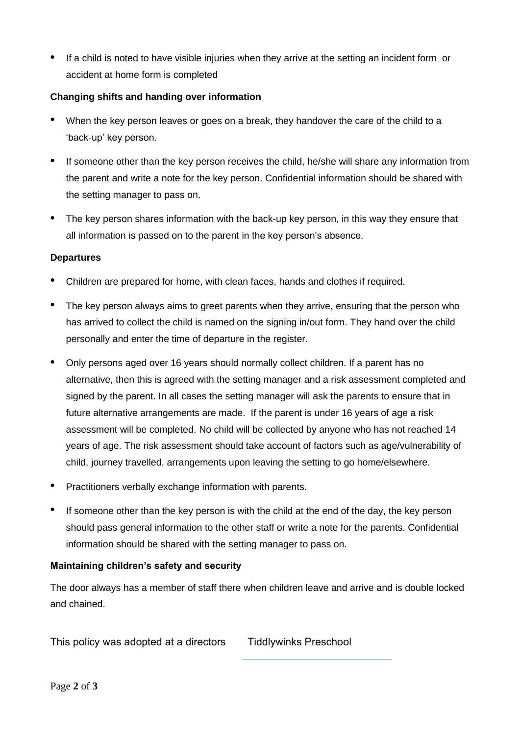- If a child is noted to have visible injuries when they arrive at the setting an incident form or accident at home form is completed

**Changing shifts and handing over information**

- When the key person leaves or goes on a break, they handover the care of the child to a 'back-up' key person.
- If someone other than the key person receives the child, he/she will share any information from the parent and write a note for the key person. Confidential information should be shared with the setting manager to pass on.
- The key person shares information with the back-up key person, in this way they ensure that all information is passed on to the parent in the key person's absence.

**Departures**

- Children are prepared for home, with clean faces, hands and clothes if required.
- The key person always aims to greet parents when they arrive, ensuring that the person who has arrived to collect the child is named on the signing in/out form. They hand over the child personally and enter the time of departure in the register.
- Only persons aged over 16 years should normally collect children. If a parent has no alternative, then this is agreed with the setting manager and a risk assessment completed and signed by the parent. In all cases the setting manager will ask the parents to ensure that in future alternative arrangements are made. If the parent is under 16 years of age a risk assessment will be completed. No child will be collected by anyone who has not reached 14 years of age. The risk assessment should take account of factors such as age/vulnerability of child, journey travelled, arrangements upon leaving the setting to go home/elsewhere.
- Practitioners verbally exchange information with parents.
- If someone other than the key person is with the child at the end of the day, the key person should pass general information to the other staff or write a note for the parents. Confidential information should be shared with the setting manager to pass on.

**Maintaining children's safety and security**

The door always has a member of staff there when children leave and arrive and is double locked and chained.

This policy was adopted at a directors Tiddlywinks Preschool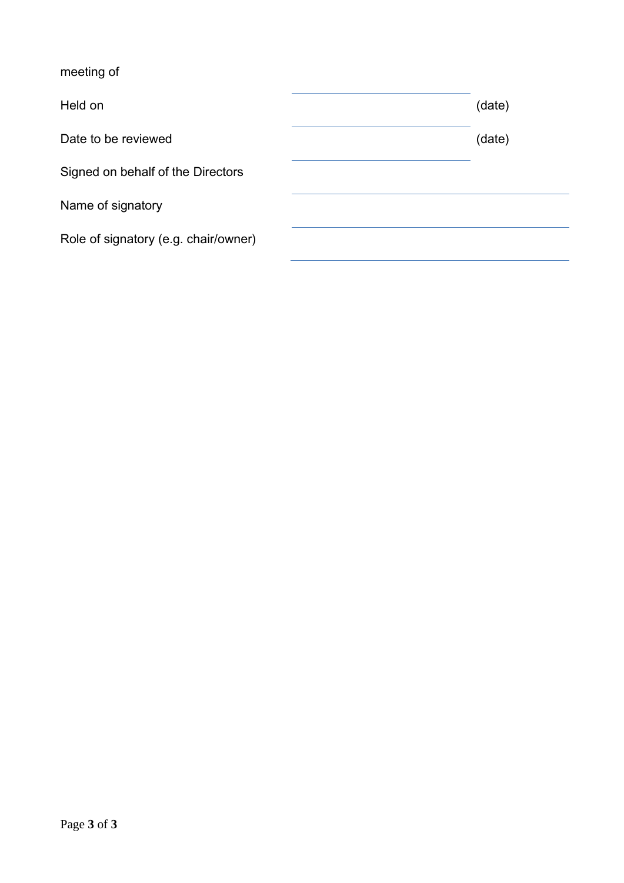meeting of ______________________

Held on ______________________ (date)

Date to be reviewed ______________________ (date)

Signed on behalf of the Directors ______________________

Name of signatory ______________________

Role of signatory (e.g. chair/owner) ______________________